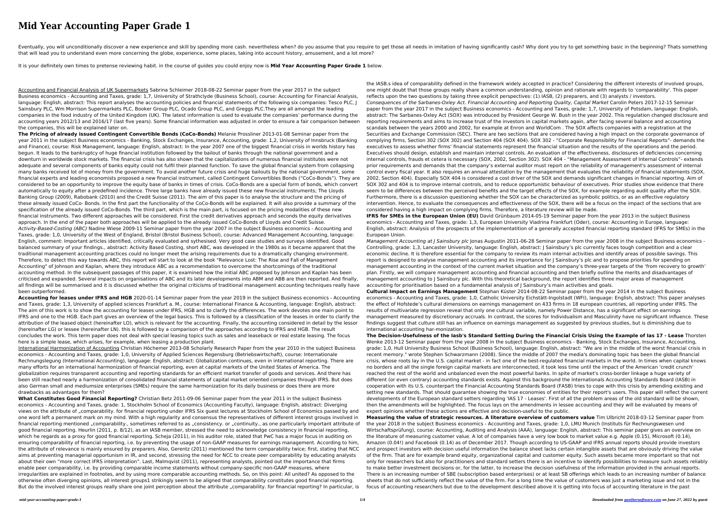# Mid Year Accounting Paper Grade 1

Eventually, you will unconditionally discover a new experience and skill by spending more cash. nevertheless when? do you assume that you require to get those all needs in imitation of having significantly cash? Why dont you try to get something basic in the beginning? Thats something that will lead you to understand even more concerning the globe, experience, some places, taking into account history, amusement, and a lot more?

It is your definitely own times to pretense reviewing habit. in the course of guides you could enjoy now is **Mid Year Accounting Paper Grade 1** below.

Accounting and Financial Analysis of UK Supermarkets Sabrina Schleimer 2018-08-22 Seminar paper from the year 2017 in the subject Business economics - Accounting and Taxes, grade: 1,7, University of Strathclyde (Business School), course: Accounting for Financial Analysis, language: English, abstract: This report analyses the accounting policies and financial statements of the following six companies: Tesco PLC, J Sainsbury PLC, Wm Morrison Supermarkets PLC, Booker Group PLC, Ocado Group PLC, and Greggs PLC.They are all amongst the leading companies in the food industry of the United Kingdom (UK). The latest information is used to evaluate the companies' performance during the accounting years 2012/13 and 2016/17 (last five years). Some financial information was adjusted in order to ensure a fair comparison between the companies, this will be explained later on.

**The Pricing of already issued Contingent Convertible Bonds (CoCo-Bonds)** Melanie Prossliner 2013-01-08 Seminar paper from the year 2011 in the subject Business economics - Banking, Stock Exchanges, Insurance, Accounting, grade: 1,2, University of Innsbruck (Banking and Finance), course: Risk Management, language: English, abstract: In the year 2007 one of the biggest financial crisis in worlds history has begun. It leads to the bankruptcy of huge financial institution followed by the bailout of banks through the national government and a downturn in worldwide stock markets. The financial crisis has also shown that the capitalizations of numerous financial institutes were not adequate and several components of banks equity could not fulfil their planned function. To save the global financial system from collapsing many banks received lot of money from the government. To avoid another future crisis and huge bailouts by the national government, some financial experts and leading economists proposed a new financial instrument, called Contingent Convertibles Bonds ("CoCo-Bonds"). They are considered to be an opportunity to improve the equity base of banks in times of crisis. CoCo-Bonds are a special form of bonds, which convert automatically to equity after a predefined incidence. Three large banks have already issued these new financial instruments; The Lloyds Banking Group (2009), Rabobank (2010) and the Credit Suisse (2011). The aim of this paper is to analyse the structure and the pricing of these already issued CoCo- Bonds. In the first part the functionality of the CoCo-Bonds will be explained. It will also provide a summary of the specification of the already issued CoCo-Bonds. The third part, which is the main part, is focused on the pricing modalities of these new financial instruments. Two different approaches will be considered. First the credit derivatives approach and seconds the equity derivatives approach. In the end of the paper both approaches will be applied to the already issued CoCo-Bonds of Lloyds and Credit Suisse.

*Activity-Based-Costing (ABC)* Nadine Wiese 2009-11 Seminar paper from the year 2007 in the subject Business economics - Accounting and Taxes, grade: 1,0, University of the West of England, Bristol (Bristol Business School), course: Advanced Management Accounting, language: English, comment: Important articles identified, critically evaluated and sythesised. Very good case studies and surveys identified. Good balanced summary of your findings., abstract: Activity Based Costing, short ABC, was developed in the 1980s as it became apparent that the traditional management accounting practices could no longer meet the arising requirements due to a dramatically changing environment. Therefore, to detect this way towards ABC, this report will start to look at the book "Relevance Lost: The Rise and Fall of Management Accounting" of Johnson and Kaplan, where they introduce ABC as a recommendation to overcome the shortcomings of the traditional accounting method. In the subsequent passages of this paper, it is examined how the initial ABC proposed by Johnson and Kaplan has been criticised and expanded. Several impacts on organisations of ABC and its later developments into ABM and ABB are then reported. And finally, all findings will be summarised and it is discussed whether the original criticisms of traditional management accounting techniques really have been outperformed.

**Accounting for leases under IFRS and HGB** 2020-01-14 Seminar paper from the year 2019 in the subject Business economics - Accounting and Taxes, grade: 1,3, University of applied sciences Frankfurt a. M., course: International Finance & Accounting, language: English, abstract: The aim of this work is to show the accounting for leases under IFRS, HGB and to clarify the differences. The work devotes one main point to IFRS and one to the HGB. Each part gives an overview of the legal basics. This is followed by a classification of the leases in order to clarify the attribution of the leased object (hereinafter LO), which is relevant for the accounting. Finally, the accounting considered in detail by the lessor (hereinafter LG) or lessee (hereinafter LN). this is followed by a comparison of the approaches according to IFRS and HGB. The result concludes the work. This term paper does not deal with special leasing topics such as sales and leaseback or real estate leasing. The focus here is a simple lease, which arises, for example, when leasing a production plant.

International Harmonization of Accounting Christian Höchemer 2013-08 Scholarly Research Paper from the year 2010 in the subject Business economics - Accounting and Taxes, grade: 1,0, University of Applied Sciences Regensburg (Betriebswirtschaft), course: Internationale Rechnungslegung (International Accounting), language: English, abstract: Globalization continues, even in international reporting. There are many efforts for an international harmonization of financial reporting, even at capital markets of the United States of America. The globalization requires transparent accounting and reporting standards for an efficient market transfer of goods and services. And there has been still reached nearly a harmonization of consolidated financial statements of capital market oriented companies through IFRS. But does also German small and mediumsize enterprises (SMEs) require the same harmonization for its daily business or does there are more drawbacks as advantages for them?

**What Constitutes Good Financial Reporting?** Christian Betz 2011-09-06 Seminar paper from the year 2011 in the subject Business economics - Accounting and Taxes, grade: 1, Stockholm School of Economics (Accounting Faculty), language: English, abstract: Diverging views on the attribute of „comparability. for financial reporting under IFRS Six guest lectures at Stockholm School of Economics passed by and one word left a permanent mark on my mind. With a high regularity and consensus the representatives of different interest groups involved in financial reporting mentioned „comparability., sometimes referred to as „consistency. or „continuity., as one particularly important attribute of good financial reporting. Heurlin (2011, p. 8/12), as an IASB member, stressed the need to acknowledge consistency in financial reporting, which he regards as a proxy for good financial reporting. Scheja (2011), in his auditor role, stated that PwC has a major focus in auditing on ensuring comparability of financial reporting, i.e. by preventing the usage of non-GAAP measures for earnings management. According to him, the attribute of relevance is mainly ensured by preparers. Also, Gerentz (2011) mentioned the term comparability twice; first, stating that NCC aims at preventing managerial opportunism in IR, and second, stressing the need for NCC to create peer comparability by educating analysts about their own "more correct IFRS interpretation". Last, Malmqvist (2011), representing analysts, pointed out the importance that firms enable peer comparability, i.e. by providing comparable income statements without company-specific non-GAAP measures, where irregularities are explained in footnotes, and by using more comparable accounting methods. So, on this point: All united? As opposed to the otherwise often diverging opinions, all interest groups1 strikingly seem to be aligned that comparability constitutes good financial reporting. But do the involved interest groups really share one joint perception about the attribute „comparability. for financial reporting? In particular, is the IASB.s idea of comparability defined in the framework widely accepted in practice? Considering the different interests of involved groups, one might doubt that those groups really share a common understanding, opinion and rationale with regards to 'comparability'. This paper reflects upon the two questions by taking three explicit perspectives: (1) IASB, (2) preparers, and (3) analysts / investors.

*Consequences of the Sarbanes-Oxley Act. Financial Accounting and Reporting Quality, Capital Market* Carolin Peters 2017-12-15 Seminar paper from the year 2017 in the subject Business economics - Accounting and Taxes, grade: 1,7, University of Potsdam, language: English, abstract: The Sarbanes-Oxley Act (SOX) was introduced by President George W. Bush in the year 2002. This regulation changed disclosure and reporting requirements and aims to increase trust of the investors in capital markets again, after facing several balance and accounting scandals between the years 2000 and 2002, for example at Enron and WorldCom . The SOX affects companies with a registration at the Securities and Exchange Commission (SEC). There are two sections that are considered having a high impact on the corporate governance of complying firms, Section 302 (SOX 302) and Section 404 (SOX 404). SOX 302 - "Corporate Responsibility for Financial Reports"- demands the executives to assess whether firms' financial statements represent the financial situation and the results of the operations and the period. Executives should design, establish and maintain internal controls. An evaluation of the effectiveness, disclosures of deficiencies concerning internal controls, frauds et cetera is necessary (SOX, 2002, Section 302). SOX 404 - "Management Assessment of Internal Controls"- extends prior requirements and demands that the company's external auditor must report on the reliability of management's assessment of internal control every fiscal year. It also requires an annual attestation by the management that evaluates the reliability of financial statements (SOX, 2002, Section 404). Especially SOX 404 is considered a cost driver of the SOX and demands significant changes in financial reporting. Aim of SOX 302 and 404 is to improve internal controls, and to reduce opportunistic behaviour of executives. Prior studies show evidence that there seem to be differences between the perceived benefits and the target effects of the SOX, for example regarding audit quality after the SOX. Furthermore, there is a discussion questioning whether the SOX can be characterized as symbolic politics, or as an effective regulatory intervention. Hence, to evaluate the consequences and effectiveness of the SOX, there will be a focus on the impact of the sections that are considered having a high impact on complying firms. Therefore, a literature review will be made.

**IFRS for SMEs in the European Union (EU)** David Grünbaum 2014-05-19 Seminar paper from the year 2013 in the subject Business economics - Accounting and Taxes, grade: 1,3, European University Viadrina Frankfurt (Oder), course: Accounting in Europe, language: English, abstract: Analysis of the prospects of the implementatition of a generally accepted financial reporting standard (IFRS for SMEs) in the European Union.

*Management Accounting at J Sainsbury plc* Jonas Augustin 2011-06-28 Seminar paper from the year 2008 in the subject Business economics - Controlling, grade: 1,3, Lancaster University, language: English, abstract: J Sainsbury's plc currently faces tough competition and a clear economic decline. It is therefore essential for the company to review its main internal activities and identify areas of possible savings. This report is designed to analyse management accounting and its importance for J Sainsbury's plc and to propose priorities for spending on management accounting in the context of the current market situation and the company's three-year targets of the 'from recovery to growth' plan. Firstly, we will compare management accounting and financial accounting and then briefly outline the merits and disadvantages of management accounting to J Sainsbury plc. With this theoretical background, the report identifies three major areas of management accounting for prioritisation based on a fundamental analysis of J Sainsbury's main activities and goals.

**Cultural Impact on Earnings Management** Stephan Küster 2014-08-22 Seminar paper from the year 2014 in the subject Business economics - Accounting and Taxes, grade: 1,0, Catholic University Eichstätt-Ingolstadt (WFI), language: English, abstract: This paper analyses the effect of Hofstede's cultural dimensions on earnings management on 433 firms in 18 european countries, all reporting under IFRS. The results of multivariate regression reveal that only one cultural variable, namely Power Distance, has a significant effect on earnings management measured by discretionary accruals. In contrast, the scores for Individualism and Masculinity have no significant influence. These findings suggest that culture still has an influence on earnings management as suggested by previous studies, but is diminishing due to international accounting har-monization.

**The Decision-Usefulness of the Iasb's Standard Setting During the Financial Crisis Using the Example of Ias 17 - Lease** Thorsten Wenke 2013-12 Seminar paper from the year 2008 in the subject Business economics - Banking, Stock Exchanges, Insurance, Accounting, grade: 1,0, Hull University Business School (Business School), language: English, abstract: "We are in the middle of the worst financial crisis in recent memory." wrote Stephen Schwarzmann (2008). Since the middle of 2007 the media's dominating topic has been the global financial crisis, whose roots lay in the U.S. capital market - in fact one of the best-regulated financial markets in the world. In times when capital knows no borders and all the single foreign capital markets are interconnected, it took less time until the impact of the American 'credit crunch' reached the rest of the world and unbalanced even the most powerful banks. In spite of market's cross-border linkage a huge variety of different (or even contrary) accounting standards exists. Against this background the Internationals Accounting Standards Board (IASB) in cooperation with its U.S. counterpart the Financial Accounting Standards Board (FASB) tries to cope with this crisis by amending existing and setting new standards. That should guarantee showing the true economies of entities for their report's users. This paper will reflect the current developments of the European standard setters regarding 'IAS 17 - Leases'. First of all the problem areas of the old standard will be shown, then the amendments will be highlighted. The focus lays on the amendments in lessee accounting and they will be evaluated by means of expert opinions whether these actions are effective and decision-useful to the public.

**Measuring the value of strategic resources. A literature overview of customers value** Tim Ulbricht 2018-03-12 Seminar paper from the year 2018 in the subject Business economics - Accounting and Taxes, grade: 1,0, LMU Munich (Instituts für Rechnungswesen und Wirtschaftsprüfung), course: Accounting, Auditing and Analysis (AAA), language: English, abstract: This seminar paper gives an overview on the literature of measuring customer value. A lot of companies have a very low book to market value e.g. Apple (0.15), Microsoft (0.14), Amazon (0.04!) and Facebook (0.14) as of December 2017. Though according to US-GAAP and IFRS annual reports should provide investors and prospect investors with decision useful information the balance sheet lacks certain intangible assets that are obviously driving the value of the firm. That are for example brand equity, organizational capital and customer equity. Such assets became more important so that not only for researchers but also for practitioners and standard setters there is an incentive to identify possibilities to measure such assets reliably to make better investment decisions or, for the latter, to increase the decision usefulness of the information provided in the annual reports. There is an increasing number of SBE (subscription based enterprises) or at least SB offerings which leads to an increasing number of balance sheets that do not sufficiently reflect the value of the firm. For a long time the value of customers was just a marketing issue and not in the focus of accounting researchers but due to the development described above it is getting into focus of accounting literature in the past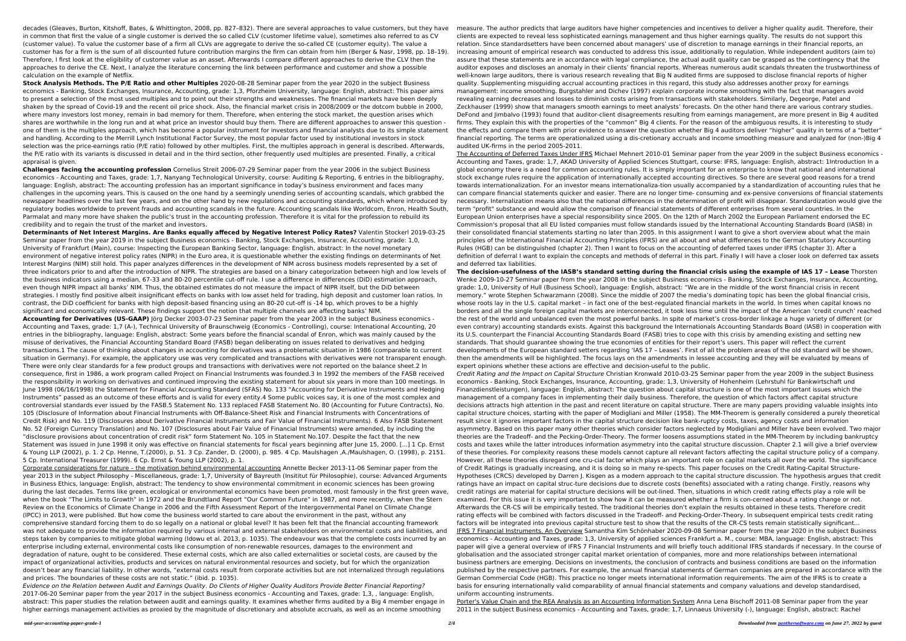decades (Gleaves, Burton, Kitshoff, Bates, & Whittington, 2008, pp. 827–832). There are several approaches to value customers, but they have in common that first the value of a single customer is derived the so called CLV (customer lifetime value), sometimes also referred to as CV (customer value). To value the customer base of a firm all CLVs are aggregate to derive the so-called CE (customer equity). The value a customer has for a firm is the sum of all discounted future contribution margins the firm can obtain from him (Berger & Nasr, 1998, pp. 18–19). Therefore, I first look at the eligibility of customer value as an asset. Afterwards I compare different approaches to derive the CLV then the approaches to derive the CE. Next, I analyze the literature concerning the link between performance and customer and show a possible calculation on the example of Netflix.

**Stock Analysis Methods. The P/E Ratio and other Multiples** 2020-08-28 Seminar paper from the year 2020 in the subject Business economics - Banking, Stock Exchanges, Insurance, Accounting, grade: 1,3, Pforzheim University, language: English, abstract: This paper aims to present a selection of the most used multiples and to point out their strengths and weaknesses. The financial markets have been deeply shaken by the spread of Covid-19 and the recent oil price shock. Also, the financial market crisis in 2008/2009 or the dotcom bubble in 2000, where many investors lost money, remain in bad memory for them. Therefore, when entering the stock market, the question arises which shares are worthwhile in the long run and at what price an investor should buy them. There are different approaches to answer this question - one of them is the multiples approach, which has become a popular instrument for investors and financial analysts due to its simple statement and handling. According to the Merrill Lynch Institutional Factor Survey, the most popular factor used by institutional investors in stock selection was the price-earnings ratio (P/E ratio) followed by other multiples. First, the multiples approach in general is described. Afterwards, the P/E ratio with its variants is discussed in detail and in the third section, other frequently used multiples are presented. Finally, a critical appraisal is given.

**Challenges facing the accounting profession** Cornelius Streit 2006-07-29 Seminar paper from the year 2006 in the subject Business economics - Accounting and Taxes, grade: 1,7, Nanyang Technological University, course: Auditing & Reporting, 6 entries in the bibliography, language: English, abstract: The accounting profession has an important significance in today's business environment and faces many challenges in the upcoming years. This is caused on the one hand by a seemingly unending series of accounting scandals, which grabbed the newspaper headlines over the last few years, and on the other hand by new regulations and accounting standards, which where introduced by regulatory bodies worldwide to prevent frauds and accounting scandals in the future. Accounting scandals like Worldcom, Enron, Health South, Parmalat and many more have shaken the public's trust in the accounting profession. Therefore it is vital for the profession to rebuild its credibility and to regain the trust of the market and investors.

**Determinants of Net Interest Margins. Are Banks equally affeced by Negative Interest Policy Rates?** Valentin Stockerl 2019-03-25 Seminar paper from the year 2019 in the subject Business economics - Banking, Stock Exchanges, Insurance, Accounting, grade: 1,0, University of Frankfurt (Main), course: Inspecting the European Banking Sector, language: English, abstract: In the novel monetary environment of negative interest policy rates (NIPR) in the Euro area, it is questionable whether the existing findings on determinants of Net Interest Margins (NIM) still hold. This paper analyzes differences in the development of NIM across business models represented by a set of three indicators prior to and after the introduction of NIPR. The strategies are based on a binary categorization between high and low levels of the business indicators using a median, 67-33 and 80-20 percentile cut-off rule. I use a difference in differences (DiD) estimation approach, even though NIPR impact all banks' NIM. Thus, the obtained estimates do not measure the impact of NIPR itself, but the DiD between strategies. I mostly find positive albeit insignificant effects on banks with low asset held for trading, high deposit and customer loan ratios. In contrast, the DiD coefficient for banks with high deposit-based financing using an 80-20 cut-off is -14 bp, which proves to be a highly significant and economically relevant. These findings support the notion that multiple channels are affecting banks' NIM.

**Accounting for Derivatives (US-GAAP)** Jörg Decker 2003-07-23 Seminar paper from the year 2003 in the subject Business economics - Accounting and Taxes, grade: 1,7 (A-), Technical University of Braunschweig (Economics - Controlling), course: Intenational Accounting, 20 entries in the bibliography, language: English, abstract: Some years before the financial scandal of Enron, which was mainly caused by the misuse of derivatives, the Financial Accounting Standard Board (FASB) began deliberating on issues related to derivatives and hedging transactions.1 The cause of thinking about changes in accounting for derivatives was a problematic situation in 1986 (comparable to current situation in Germany). For example, the applicatory use was very complicated and transactions with derivatives were not transparent enough. There were only clear standards for a few product groups and transactions with derivatives were not reported on the balance sheet.2 In consequence, first in 1986, a work program called Project on Financial Instruments was founded.3 In 1992 the members of the FASB received the responsibility in working on derivatives and continued improving the existing statement for about six years in more than 100 meetings. In June 1998 (06/16/1998) the Statement for Financial Accounting Standard (SFAS) No. 133 "Accounting for Derivative Instruments and Hedging Instruments" passed as an outcome of these efforts and is valid for every entity.4 Some public voices say, it is one of the most complex and controversial standards ever issued by the FASB.5 Statement No. 133 replaced FASB Statement No. 80 (Accounting for Future Contracts), No. 105 (Disclosure of Information about Financial Instruments with Off-Balance-Sheet Risk and Financial Instruments with Concentrations of Credit Risk) and No. 119 (Disclosures about Derivative Financial Instruments and Fair Value of Financial Instruments). 6 Also FASB Statement No. 52 (Foreign Currency Translation) and No. 107 (Disclosures about Fair Value of Financial Instruments) were amended, by including the "disclosure provisions about concentration of credit risk" form Statement No. 105 in Statement No.107. Despite the fact that the new Statement was issued in June 1998 it only was effective on financial statements for fiscal years beginning after June 15, 2000. [...] 1 Cp. Ernst & Young LLP (2002), p. 1. 2 Cp. Henne, T.(2000), p. 51. 3 Cp. Zander, D. (2000), p. 985. 4 Cp. Maulshagen ,A./Maulshagen, O. (1998), p. 2151. 5 Cp. International Treasurer (1999). 6 Cp. Ernst & Young LLP (2002), p. 1.

Corporate considerations for nature – the motivation behind environmental accounting Annette Becker 2013-11-06 Seminar paper from the year 2013 in the subject Philosophy - Miscellaneous, grade: 1,7, University of Bayreuth (Insititut für Philosophie), course: Advanced Arguments in Business Ethics, language: English, abstract: The tendency to show environmental commitment in economic sciences has been growing during the last decades. Terms like green, ecological or environmental economics have been promoted, most famously in the first green wave, when the book "The Limits to Growth" in 1972 and the Brundtland Report "Our Common Future" in 1987, and more recently, when the Stern Review on the Economics of Climate Change in 2006 and the Fifth Assessment Report of the Intergovernmental Panel on Climate Change (IPCC) in 2013, were published. But how come the business world started to care about the environment in the past, without any comprehensive standard forcing them to do so legally on a national or global level? It has been felt that the financial accounting framework was not adequate to provide the information required by various internal and external stakeholders on environmental costs and liabilities, and steps taken by companies to mitigate global warming (Idowu et al. 2013, p. 1035). The endeavour was that the complete costs incurred by an enterprise including external, environmental costs like consumption of non-renewable resources, damages to the environment and degradation of nature, ought to be considered. These external costs, which are also called externalities or societal costs, are caused by the impact of organizational activities, products and services on natural environmental resources and society, but for which the organization doesn't bear any financial liability. In other words, "external costs result from corporate activities but are not internalized through regulations and prices. The boundaries of these costs are not static." (ibid. p. 1035).

*Evidence on the Relation between Audit and Earnings Quality. Do Clients of Higher Quality Auditors Provide Better Financial Reporting?* 2017-06-20 Seminar paper from the year 2017 in the subject Business economics - Accounting and Taxes, grade: 1,3, , language: English, abstract: This paper studies the relation between audit and earnings quality. It examines whether firms audited by a Big 4 member engage in higher earnings management activities as proxied by the magnitude of discretionary and absolute accruals, as well as an income smoothing measure. The author predicts that large auditors have higher competencies and incentives to deliver a higher quality audit. Therefore, their clients are expected to reveal less sophisticated earnings management and thus higher earnings quality. The results do not support this relation. Since standardsetters have been concerned about managers' use of discretion to manage earnings in their financial reports, an increasing amount of empirical research was conducted to address this issue, additionally to regulation. While independent auditors (aim to) assure that these statements are in accordance with legal compliance, the actual audit quality can be grasped as the contingency that the auditor exposes and discloses an anomaly in their clients' financial reports. Whereas numerous audit scandals threaten the trustworthiness of well-known large auditors, there is various research revealing that Big N audited firms are supposed to disclose financial reports of higher quality. Supplementing misguiding accrual accounting practices in this regard, this study also addresses another proxy for earnings management: income smoothing. Burgstahler and Dichev (1997) explain corporate income smoothing with the fact that managers avoid revealing earning decreases and losses to diminish costs arising from transactions with stakeholders. Similarly, Degeorge, Patel and Zeckhauser (1999) show that managers smooth earnings to meet analysts' forecasts. On the other hand there are various contrary studies. DeFond and Jimbalvo (1993) found that auditor-client disagreements resulting from earnings management, are more present in Big 4 audited firms. They explain this with the properties of the "common" Big 4 clients. For the reason of the ambiguous results, it is interesting to study the effects and compare them with prior evidence to answer the question whether Big 4 auditors deliver "higher" quality in terms of a "better" financial reporting. The terms are operationalized using a dis-cretionary accruals and income smoothing measure and analyzed for (non-)Big 4 audited UK-firms in the period 2005-2011.

The Accounting of Deferred Taxes Under IFRS Michael Mehnert 2010-01 Seminar paper from the year 2009 in the subject Business economics - Accounting and Taxes, grade: 1,7, AKAD University of Applied Sciences Stuttgart, course: IFRS, language: English, abstract: 1Introduction In a global economy there is a need for common accounting rules. It is simply important for an enterprise to know that national and international stock exchange rules require the application of internationally accepted accounting directives. So there are several good reasons for a trend towards internationalization. For an investor means internationaliza-tion usually accompanied by a standardization of accounting rules that he can compare financial statements quicker and easier. There are no longer time- consuming and ex-pensive conversions of financial statements necessary. Internalization means also that the national differences in the determination of profit will disappear. Standardization would give the term "profit" substance and would allow the comparison of financial statements of different enterprises from several countries. In the European Union enterprises have a special responsibility since 2005. On the 12th of March 2002 the European Parliament endorsed the EC Commission's proposal that all EU listed companies must follow standards issued by the International Accounting Standards Board (IASB) in their consolidated financial statements starting no later than 2005. In this assignment I want to give a short overview about what the main principles of the International Financial Accounting Principles (IFRS) are all about and what differences to the German Statutory Accounting Rules (HGB) can be distinguished (chapter 2). Then I want to focus on the accounting of deferred taxes under IFRS (chapter 3). After a definition of deferral I want to explain the concepts and methods of deferral in this part. Finally I will have a closer look on deferred tax assets and deferred tax liabilities.

**The decision-usefulness of the IASB's standard setting during the financial crisis using the example of IAS 17 – Lease** Thorsten Wenke 2009-10-27 Seminar paper from the year 2008 in the subject Business economics - Banking, Stock Exchanges, Insurance, Accounting, grade: 1,0, University of Hull (Business School), language: English, abstract: "We are in the middle of the worst financial crisis in recent memory." wrote Stephen Schwarzmann (2008). Since the middle of 2007 the media's dominating topic has been the global financial crisis, whose roots lay in the U.S. capital market – in fact one of the best-regulated financial markets in the world. In times when capital knows no borders and all the single foreign capital markets are interconnected, it took less time until the impact of the American 'credit crunch' reached the rest of the world and unbalanced even the most powerful banks. In spite of market's cross-border linkage a huge variety of different (or even contrary) accounting standards exists. Against this background the Internationals Accounting Standards Board (IASB) in cooperation with its U.S. counterpart the Financial Accounting Standards Board (FASB) tries to cope with this crisis by amending existing and setting new standards. That should guarantee showing the true economies of entities for their report's users. This paper will reflect the current developments of the European standard setters regarding 'IAS 17 – Leases'. First of all the problem areas of the old standard will be shown, then the amendments will be highlighted. The focus lays on the amendments in lessee accounting and they will be evaluated by means of expert opinions whether these actions are effective and decision-useful to the public.

*Credit Rating and the Impact on Capital Structure* Christian Kronwald 2010-03-25 Seminar paper from the year 2009 in the subject Business economics - Banking, Stock Exchanges, Insurance, Accounting, grade: 1,3, University of Hohenheim (Lehrstuhl für Bankwirtschaft und Finanzdienstleistungen), language: English, abstract: The question about capital structure is one of the most important issues which the management of a company faces in implementing their daily business. Therefore, the question of which factors affect capital structure decisions attracts high attention in the past and recent literature on capital structure. There are many papers providing valuable insights into capital structure choices, starting with the paper of Modigliani and Miller (1958). The MM-Theorem is generally considered a purely theoretical result since it ignores important factors in the capital structure decision like bank-ruptcy costs, taxes, agency costs and information asymmetry. Based on this paper many other theories which consider factors neglected by Modigliani and Miller have been evolved. Two major theories are the Tradeoff- and the Pecking-Order-Theory. The former loosens assumptions stated in the MM-Theorem by including bankruptcy costs and taxes while the latter introduces information asymmetry into the capital structure discussion. Chapter 2.1 will give a brief overview of these theories. For complexity reasons these models cannot capture all relevant factors affecting the capital structure policy of a company. However, all these theories disregard one cru-cial factor which plays an important role on capital markets all over the world. The significance of Credit Ratings is gradually increasing, and it is doing so in many re-spects. This paper focuses on the Credit Rating-Capital Structure-Hypotheses (CRCS) developed by Darren J. Kisgen as a modern approach to the capital structure discussion. The hypothesis argues that credit ratings have an impact on capital struc-ture decisions due to discrete costs (benefits) associated with a rating change. Firstly, reasons why credit ratings are material for capital structure decisions will be out-lined. Then, situations in which credit rating effects play a role will be examined. For this issue it is very important to show how it can be measured whether a firm is con-cerned about a rating change or not. Afterwards the CR-CS will be empirically tested. The traditional theories don't explain the results obtained in these tests. Therefore credit rating effects will be combined with factors discussed in the Tradeoff- and Pecking-Order-Theory. In subsequent empirical tests credit rating factors will be integrated into previous capital structure test to show that the results of the CR-CS tests remain statistically significant...

IFRS 7 Financial Instruments. An Overview Samantha Kim Schönhaber 2020-09-08 Seminar paper from the year 2020 in the subject Business economics - Accounting and Taxes, grade: 1,3, University of applied sciences Frankfurt a. M., course: MBA, language: English, abstract: This paper will give a general overview of IFRS 7 Financial Instruments and will briefly touch additional IFRS standards if necessary. In the course of globalisation and the associated stronger capital market orientation of companies, more and more relationships between international business partners are emerging. Decisions on investments, the conclusion of contracts and business conditions are based on the information published by the respective partners. For example, the annual financial statements of German companies are prepared in accordance with the German Commercial Code (HGB). This practice no longer meets international information requirements. The aim of the IFRS is to create a basis for ensuring internationally valid comparability of annual financial statements and company valuations and develop standardised, uniform accounting instruments.

Porter's Value Chain and the REA Analysis as an Accounting Information System Anna Lena Bischoff 2011-08 Seminar paper from the year 2011 in the subject Business economics - Accounting and Taxes, grade: 1,7, Linnaeus University (-), language: English, abstract: Rachel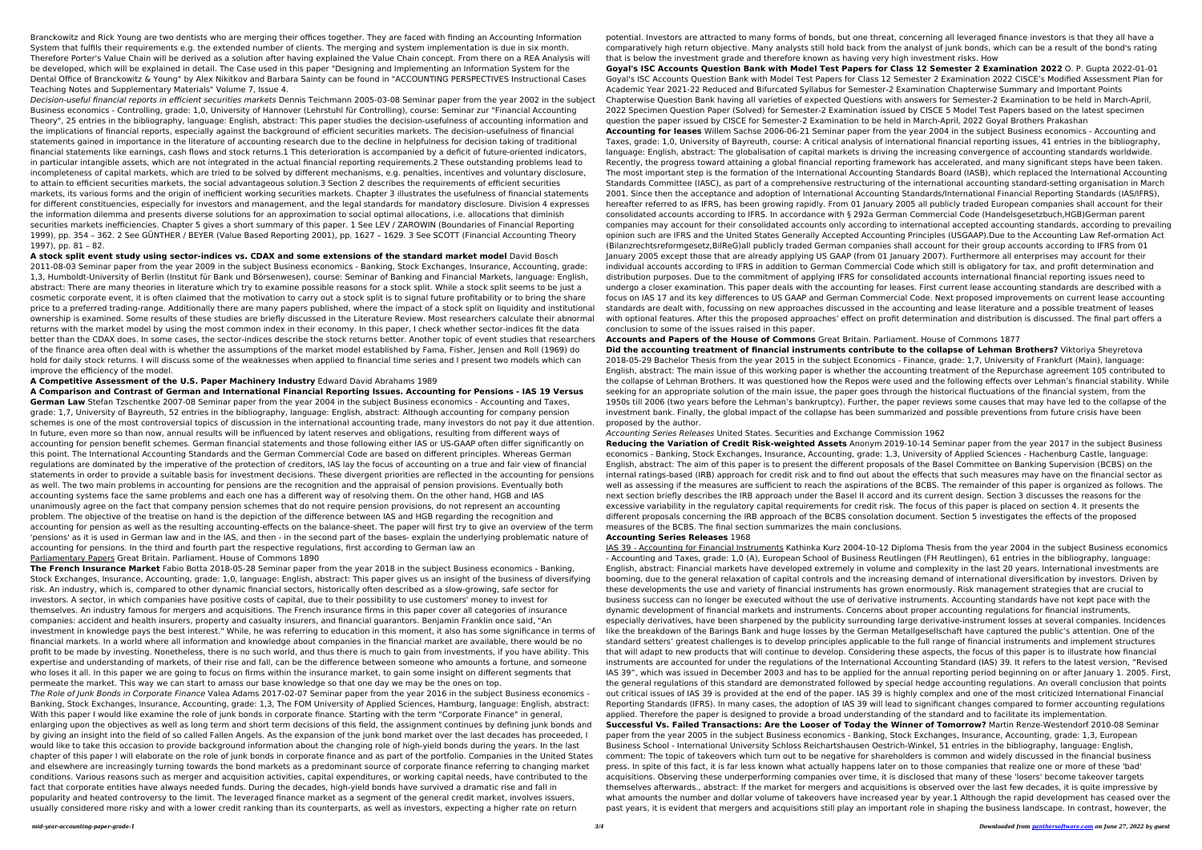Branckowitz and Rick Young are two dentists who are merging their offices together. They are faced with finding an Accounting Information System that fulfils their requirements e.g. the extended number of clients. The merging and system implementation is due in six month. Therefore Porter's Value Chain will be derived as a solution after having explained the Value Chain concept. From there on a REA Analysis will be developed, which will be explained in detail. The Case used in this paper "Designing and Implementing an Information System for the Dental Office of Branckowitz & Young" by Alex Nikitkov and Barbara Sainty can be found in "ACCOUNTING PERSPECTIVES Instructional Cases Teaching Notes and Supplementary Materials" Volume 7, Issue 4.

*Decision-useful financial reports in efficient securities markets* Dennis Teichmann 2005-03-08 Seminar paper from the year 2002 in the subject Business economics - Controlling, grade: 1,0, University of Hannover (Lehrstuhl für Controlling), course: Seminar zur "Financial Accounting Theory", 25 entries in the bibliography, language: English, abstract: This paper studies the decision-usefulness of accounting information and the implications of financial reports, especially against the background of efficient securities markets. The decision-usefulness of financial statements gained in importance in the literature of accounting research due to the decline in helpfulness for decision taking of traditional financial statements like earnings, cash flows and stock returns.1 This deterioration is accompanied by a deficit of future-oriented indicators, in particular intangible assets, which are not integrated in the actual financial reporting requirements.2 These outstanding problems lead to incompleteness of capital markets, which are tried to be solved by different mechanisms, e.g. penalties, incentives and voluntary disclosure, to attain to efficient securities markets, the social advantageous solution.3 Section 2 describes the requirements of efficient securities markets, its various forms and the origin of inefficient working securities markets. Chapter 3 illustrates the usefulness of financial statements for different constituencies, especially for investors and management, and the legal standards for mandatory disclosure. Division 4 expresses the information dilemma and presents diverse solutions for an approximation to social optimal allocations, i.e. allocations that diminish securities markets inefficiencies. Chapter 5 gives a short summary of this paper. 1 See LEV / ZAROWIN (Boundaries of Financial Reporting 1999), pp. 354 – 362. 2 See GÜNTHER / BEYER (Value Based Reporting 2001), pp. 1627 – 1629. 3 See SCOTT (Financial Accounting Theory 1997), pp. 81 – 82.

**A stock split event study using sector-indices vs. CDAX and some extensions of the standard market model** David Bosch 2011-08-03 Seminar paper from the year 2009 in the subject Business economics - Banking, Stock Exchanges, Insurance, Accounting, grade: 1,3, Humboldt-University of Berlin (Institut für Bank und Börsenwesen), course: Seminar of Banking and Financial Markets, language: English, abstract: There are many theories in literature which try to examine possible reasons for a stock split. While a stock split seems to be just a cosmetic corporate event, it is often claimed that the motivation to carry out a stock split is to signal future profitability or to bring the share price to a preferred trading-range. Additionally there are many papers published, where the impact of a stock split on liquidity and institutional ownership is examined. Some results of these studies are briefly discussed in the Literature Review. Most researchers calculate their abnormal returns with the market model by using the most common index in their economy. In this paper, I check whether sector-indices fit the data better than the CDAX does. In some cases, the sector-indices describe the stock returns better. Another topic of event studies that researchers of the finance area often deal with is whether the assumptions of the market model established by Fama, Fisher, Jensen and Roll (1969) do hold for daily stock returns. I will discuss some of the weaknesses when applied to financial time series and I present two models which can improve the efficiency of the model.

**A Competitive Assessment of the U.S. Paper Machinery Industry** Edward David Abrahams 1989

**A Comparison and Contrast of German and International Financial Reporting Issues. Accounting for Pensions - IAS 19 Versus German Law** Stefan Tzschentke 2007-08 Seminar paper from the year 2004 in the subject Business economics - Accounting and Taxes, grade: 1,7, University of Bayreuth, 52 entries in the bibliography, language: English, abstract: Although accounting for company pension schemes is one of the most controversial topics of discussion in the international accounting trade, many investors do not pay it due attention. In future, even more so than now, annual results will be influenced by latent reserves and obligations, resulting from different ways of accounting for pension benefit schemes. German financial statements and those following either IAS or US-GAAP often differ significantly on this point. The International Accounting Standards and the German Commercial Code are based on different principles. Whereas German regulations are dominated by the imperative of the protection of creditors, IAS lay the focus of accounting on a true and fair view of financial statements in order to provide a suitable basis for investment decisions. These divergent priorities are reflected in the accounting for pensions as well. The two main problems in accounting for pensions are the recognition and the appraisal of pension provisions. Eventually both accounting systems face the same problems and each one has a different way of resolving them. On the other hand, HGB and IAS unanimously agree on the fact that company pension schemes that do not require pension provisions, do not represent an accounting problem. The objective of the treatise on hand is the depiction of the difference between IAS and HGB regarding the recognition and accounting for pension as well as the resulting accounting-effects on the balance-sheet. The paper will first try to give an overview of the term 'pensions' as it is used in German law and in the IAS, and then - in the second part of the bases- explain the underlying problematic nature of accounting for pensions. In the third and fourth part the respective regulations, first according to German law an

Parliamentary Papers Great Britain. Parliament. House of Commons 1890

**The French Insurance Market** Fabio Botta 2018-05-28 Seminar paper from the year 2018 in the subject Business economics - Banking, Stock Exchanges, Insurance, Accounting, grade: 1,0, language: English, abstract: This paper gives us an insight of the business of diversifying risk. An industry, which is, compared to other dynamic financial sectors, historically often described as a slow-growing, safe sector for investors. A sector, in which companies have positive costs of capital, due to their possibility to use customers' money to invest for themselves. An industry famous for mergers and acquisitions. The French insurance firms in this paper cover all categories of insurance companies: accident and health insurers, property and casualty insurers, and financial guarantors. Benjamin Franklin once said, "An investment in knowledge pays the best interest." While, he was referring to education in this moment, it also has some significance in terms of financial markets. In a world where all information and knowledge about companies in the financial market are available, there would be no profit to be made by investing. Nonetheless, there is no such world, and thus there is much to gain from investments, if you have ability. This expertise and understanding of markets, of their rise and fall, can be the difference between someone who amounts a fortune, and someone who loses it all. In this paper we are going to focus on firms within the insurance market, to gain some insight on different segments that permeate the market. This way we can start to amass our base knowledge so that one day we may be the ones on top.

*The Role of Junk Bonds in Corporate Finance* Valea Adams 2017-02-07 Seminar paper from the year 2016 in the subject Business economics - Banking, Stock Exchanges, Insurance, Accounting, grade: 1,3, The FOM University of Applied Sciences, Hamburg, language: English, abstract: With this paper I would like examine the role of junk bonds in corporate finance. Starting with the term "Corporate Finance" in general, enlarging upon the objectives as well as long term and short term decisions of this field, the assignment continues by defining junk bonds and by giving an insight into the field of so called Fallen Angels. As the expansion of the junk bond market over the last decades has proceeded, I would like to take this occasion to provide background information about the changing role of high-yield bonds during the years. In the last chapter of this paper I will elaborate on the role of junk bonds in corporate finance and as part of the portfolio. Companies in the United States and elsewhere are increasingly turning towards the bond markets as a predominant source of corporate finance referring to changing market conditions. Various reasons such as merger and acquisition activities, capital expenditures, or working capital needs, have contributed to the fact that corporate entities have always needed funds. During the decades, high-yield bonds have survived a dramatic rise and fall in popularity and heated controversy to the limit. The leveraged finance market as a segment of the general credit market, involves issuers, usually considered more risky and with a lower credit ranking than its counterparts, as well as investors, expecting a higher rate on return potential. Investors are attracted to many forms of bonds, but one threat, concerning all leveraged finance investors is that they all have a comparatively high return objective. Many analysts still hold back from the analyst of junk bonds, which can be a result of the bond's rating that is below the investment grade and therefore known as having very high investment risks. How

**Goyal's ISC Accounts Question Bank with Model Test Papers for Class 12 Semester 2 Examination 2022** O. P. Gupta 2022-01-01 Goyal's ISC Accounts Question Bank with Model Test Papers for Class 12 Semester 2 Examination 2022 CISCE's Modified Assessment Plan for Academic Year 2021-22 Reduced and Bifurcated Syllabus for Semester-2 Examination Chapterwise Summary and Important Points Chapterwise Question Bank having all varieties of expected Questions with answers for Semester-2 Examination to be held in March-April, 2022 Specimen Question Paper (Solved) for Semester-2 Examination issued by CISCE 5 Model Test Papers based on the latest specimen question the paper issued by CISCE for Semester-2 Examination to be held in March-April, 2022 Goyal Brothers Prakashan

**Accounting for leases** Willem Sachse 2006-06-21 Seminar paper from the year 2004 in the subject Business economics - Accounting and Taxes, grade: 1,0, University of Bayreuth, course: A critical analysis of international financial reporting issues, 41 entries in the bibliography, language: English, abstract: The globalisation of capital markets is driving the increasing convergence of accounting standards worldwide. Recently, the progress toward attaining a global financial reporting framework has accelerated, and many significant steps have been taken. The most important step is the formation of the International Accounting Standards Board (IASB), which replaced the International Accounting Standards Committee (IASC), as part of a comprehensive restructuring of the international accounting standard-setting organisation in March 2001. Since then the acceptance and adoption of International Accounting Standards/International Financial Reporting Standards (IAS/IFRS), hereafter referred to as IFRS, has been growing rapidly. From 01 January 2005 all publicly traded European companies shall account for their consolidated accounts according to IFRS. In accordance with § 292a German Commercial Code (Handelsgesetzbuch,HGB)German parent companies may account for their consolidated accounts only according to international accepted accounting standards, according to prevailing opinion such are IFRS and the United States Generally Accepted Accounting Principles (USGAAP).Due to the Accounting Law Ref-ormation Act (Bilanzrechtsreformgesetz,BilReG)all publicly traded German companies shall account for their group accounts according to IFRS from 01 January 2005 except those that are already applying US GAAP (from 01 January 2007). Furthermore all enterprises may account for their individual accounts according to IFRS in addition to German Commercial Code which still is obligatory for tax, and profit determination and distribution purposes. Due to the commitment of applying IFRS for consolidated accounts international financial reporting issues need to undergo a closer examination. This paper deals with the accounting for leases. First current lease accounting standards are described with a focus on IAS 17 and its key differences to US GAAP and German Commercial Code. Next proposed improvements on current lease accounting standards are dealt with, focussing on new approaches discussed in the accounting and lease literature and a possible treatment of leases with optional features. After this the proposed approaches' effect on profit determination and distribution is discussed. The final part offers a conclusion to some of the issues raised in this paper.

**Accounts and Papers of the House of Commons** Great Britain. Parliament. House of Commons 1877

**Did the accounting treatment of financial instruments contribute to the collapse of Lehman Brothers?** Viktoriya Sheyretova 2018-05-29 Bachelor Thesis from the year 2015 in the subject Economics - Finance, grade: 1,7, University of Frankfurt (Main), language: English, abstract: The main issue of this working paper is whether the accounting treatment of the Repurchase agreement 105 contributed to the collapse of Lehman Brothers. It was questioned how the Repos were used and the following effects over Lehman's financial stability. While seeking for an appropriate solution of the main issue, the paper goes through the historical fluctuations of the financial system, from the 1950s till 2006 (two years before the Lehman's bankruptcy). Further, the paper reviews some causes that may have led to the collapse of the investment bank. Finally, the global impact of the collapse has been summarized and possible preventions from future crisis have been proposed by the author.

*Accounting Series Releases* United States. Securities and Exchange Commission 1962

**Reducing the Variation of Credit Risk-weighted Assets** Anonym 2019-10-14 Seminar paper from the year 2017 in the subject Business economics - Banking, Stock Exchanges, Insurance, Accounting, grade: 1,3, University of Applied Sciences - Hachenburg Castle, language: English, abstract: The aim of this paper is to present the different proposals of the Basel Committee on Banking Supervision (BCBS) on the internal ratings-based (IRB) approach for credit risk and to find out about the effects that such measures may have on the financial sector as well as assessing if the measures are sufficient to reach the aspirations of the BCBS. The remainder of this paper is organized as follows. The next section briefly describes the IRB approach under the Basel II accord and its current design. Section 3 discusses the reasons for the excessive variability in the regulatory capital requirements for credit risk. The focus of this paper is placed on section 4. It presents the different proposals concerning the IRB approach of the BCBS consolation document. Section 5 investigates the effects of the proposed measures of the BCBS. The final section summarizes the main conclusions.

**Accounting Series Releases** 1968

IAS 39 - Accounting for Financial Instruments Kathinka Kurz 2004-10-12 Diploma Thesis from the year 2004 in the subject Business economics - Accounting and Taxes, grade: 1,0 (A), European School of Business Reutlingen (FH Reutlingen), 61 entries in the bibliography, language: English, abstract: Financial markets have developed extremely in volume and complexity in the last 20 years. International investments are booming, due to the general relaxation of capital controls and the increasing demand of international diversification by investors. Driven by these developments the use and variety of financial instruments has grown enormously. Risk management strategies that are crucial to business success can no longer be executed without the use of derivative instruments. Accounting standards have not kept pace with the dynamic development of financial markets and instruments. Concerns about proper accounting regulations for financial instruments, especially derivatives, have been sharpened by the publicity surrounding large derivative-instrument losses at several companies. Incidences like the breakdown of the Barings Bank and huge losses by the German Metallgesellschaft have captured the public's attention. One of the standard setters' greatest challenges is to develop principles applicable to the full range of financial instruments and implement structures that will adapt to new products that will continue to develop. Considering these aspects, the focus of this paper is to illustrate how financial instruments are accounted for under the regulations of the International Accounting Standard (IAS) 39. It refers to the latest version, "Revised IAS 39", which was issued in December 2003 and has to be applied for the annual reporting period beginning on or after January 1. 2005. First, the general regulations of this standard are demonstrated followed by special hedge accounting regulations. An overall conclusion that points out critical issues of IAS 39 is provided at the end of the paper. IAS 39 is highly complex and one of the most criticized International Financial Reporting Standards (IFRS). In many cases, the adoption of IAS 39 will lead to significant changes compared to former accounting regulations applied. Therefore the paper is designed to provide a broad understanding of the standard and to facilitate its implementation.

**Successful Vs. Failed Transactions: Are the Looser of Today the Winner of Tomorrow?** Martin Renze-Westendorf 2010-08 Seminar paper from the year 2005 in the subject Business economics - Banking, Stock Exchanges, Insurance, Accounting, grade: 1,3, European Business School - International University Schloss Reichartshausen Oestrich-Winkel, 51 entries in the bibliography, language: English, comment: The topic of takeovers which turn out to be negative for shareholders is common and widely discussed in the financial business press. In spite of this fact, it is far less known what actually happens later on to those companies that realize one or more of these 'bad' acquisitions. Observing these underperforming companies over time, it is disclosed that many of these 'losers' become takeover targets themselves afterwards., abstract: If the market for mergers and acquisitions is observed over the last few decades, it is quite impressive by what amounts the number and dollar volume of takeovers have increased year by year.1 Although the rapid development has ceased over the past years, it is evident that mergers and acquisitions still play an important role in shaping the business landscape. In contrast, however, the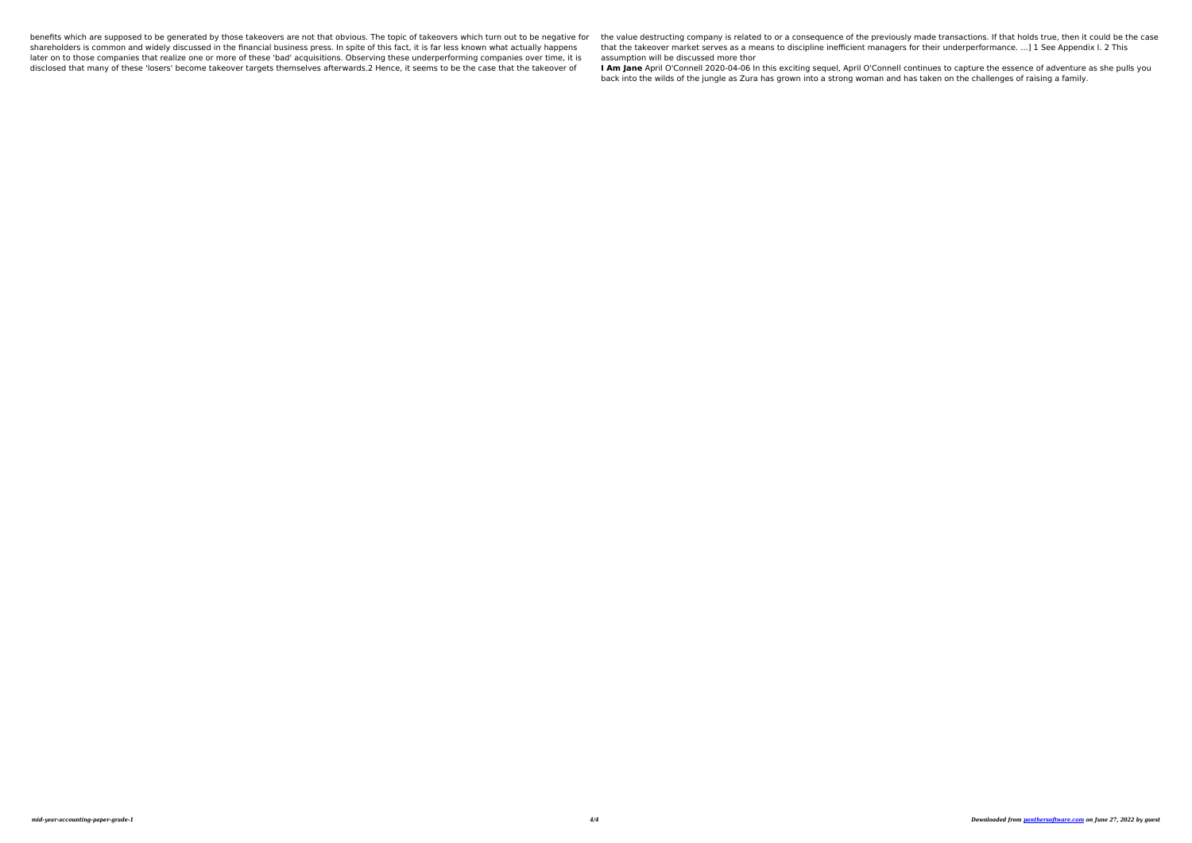benefits which are supposed to be generated by those takeovers are not that obvious. The topic of takeovers which turn out to be negative for shareholders is common and widely discussed in the financial business press. In spite of this fact, it is far less known what actually happens later on to those companies that realize one or more of these 'bad' acquisitions. Observing these underperforming companies over time, it is disclosed that many of these 'losers' become takeover targets themselves afterwards.2 Hence, it seems to be the case that the takeover of the value destructing company is related to or a consequence of the previously made transactions. If that holds true, then it could be the case that the takeover market serves as a means to discipline inefficient managers for their underperformance. ...] 1 See Appendix I. 2 This assumption will be discussed more thor

**I Am Jane** April O'Connell 2020-04-06 In this exciting sequel, April O'Connell continues to capture the essence of adventure as she pulls you back into the wilds of the jungle as Zura has grown into a strong woman and has taken on the challenges of raising a family.